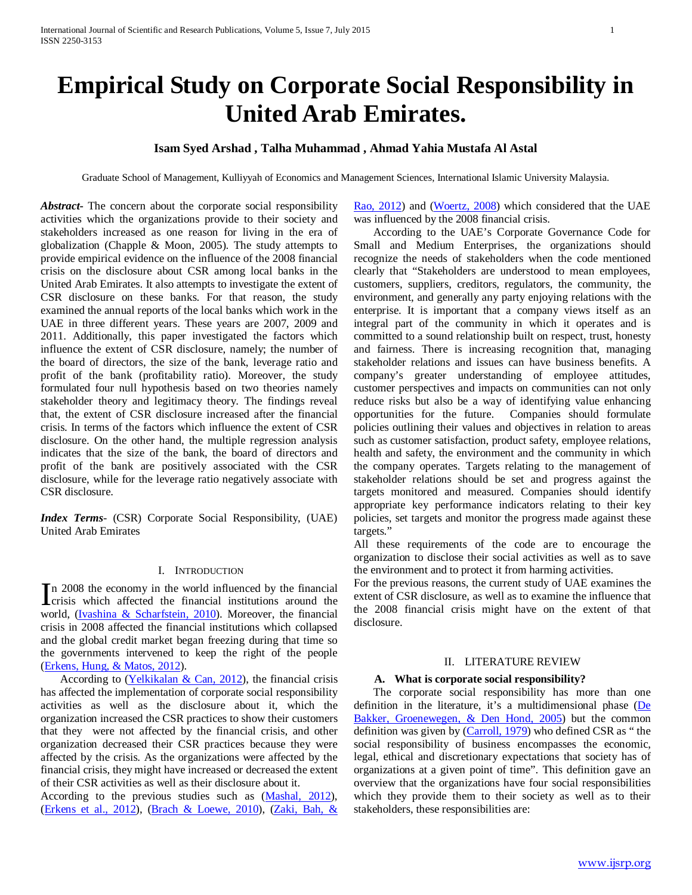# Empirical Study on Corporate Social Responsibility in United Arab Emirates.

**Isam Syed Arshad , Talha Muhammad , Ahmad Yahia Mustafa Al Astal**

Graduate School of Management, Kulliyyah of Economics and Management Sciences, International Islamic University Malaysia.

***Abstract-*** The concern about the corporate social responsibility activities which the organizations provide to their society and stakeholders increased as one reason for living in the era of globalization (Chapple & Moon, 2005). The study attempts to provide empirical evidence on the influence of the 2008 financial crisis on the disclosure about CSR among local banks in the United Arab Emirates. It also attempts to investigate the extent of CSR disclosure on these banks. For that reason, the study examined the annual reports of the local banks which work in the UAE in three different years. These years are 2007, 2009 and 2011. Additionally, this paper investigated the factors which influence the extent of CSR disclosure, namely; the number of the board of directors, the size of the bank, leverage ratio and profit of the bank (profitability ratio). Moreover, the study formulated four null hypothesis based on two theories namely stakeholder theory and legitimacy theory. The findings reveal that, the extent of CSR disclosure increased after the financial crisis. In terms of the factors which influence the extent of CSR disclosure. On the other hand, the multiple regression analysis indicates that the size of the bank, the board of directors and profit of the bank are positively associated with the CSR disclosure, while for the leverage ratio negatively associate with CSR disclosure.

***Index Terms*-** (CSR) Corporate Social Responsibility, (UAE) United Arab Emirates

## I. Introduction

In 2008 the economy in the world influenced by the financial crisis which affected the financial institutions around the world, (Ivashina & Scharfstein, 2010). Moreover, the financial crisis in 2008 affected the financial institutions which collapsed and the global credit market began freezing during that time so the governments intervened to keep the right of the people (Erkens, Hung, & Matos, 2012).

According to (Yelkikalan & Can, 2012), the financial crisis has affected the implementation of corporate social responsibility activities as well as the disclosure about it, which the organization increased the CSR practices to show their customers that they were not affected by the financial crisis, and other organization decreased their CSR practices because they were affected by the crisis. As the organizations were affected by the financial crisis, they might have increased or decreased the extent of their CSR activities as well as their disclosure about it.

According to the previous studies such as (Mashal, 2012), (Erkens et al., 2012), (Brach & Loewe, 2010), (Zaki, Bah, & Rao, 2012) and (Woertz, 2008) which considered that the UAE was influenced by the 2008 financial crisis.

According to the UAE's Corporate Governance Code for Small and Medium Enterprises, the organizations should recognize the needs of stakeholders when the code mentioned clearly that "Stakeholders are understood to mean employees, customers, suppliers, creditors, regulators, the community, the environment, and generally any party enjoying relations with the enterprise. It is important that a company views itself as an integral part of the community in which it operates and is committed to a sound relationship built on respect, trust, honesty and fairness. There is increasing recognition that, managing stakeholder relations and issues can have business benefits. A company's greater understanding of employee attitudes, customer perspectives and impacts on communities can not only reduce risks but also be a way of identifying value enhancing opportunities for the future. Companies should formulate policies outlining their values and objectives in relation to areas such as customer satisfaction, product safety, employee relations, health and safety, the environment and the community in which the company operates. Targets relating to the management of stakeholder relations should be set and progress against the targets monitored and measured. Companies should identify appropriate key performance indicators relating to their key policies, set targets and monitor the progress made against these targets."

All these requirements of the code are to encourage the organization to disclose their social activities as well as to save the environment and to protect it from harming activities.

For the previous reasons, the current study of UAE examines the extent of CSR disclosure, as well as to examine the influence that the 2008 financial crisis might have on the extent of that disclosure.

## II. Literature Review

### A. What is corporate social responsibility?

The corporate social responsibility has more than one definition in the literature, it's a multidimensional phase (De Bakker, Groenewegen, & Den Hond, 2005) but the common definition was given by (Carroll, 1979) who defined CSR as " the social responsibility of business encompasses the economic, legal, ethical and discretionary expectations that society has of organizations at a given point of time". This definition gave an overview that the organizations have four social responsibilities which they provide them to their society as well as to their stakeholders, these responsibilities are: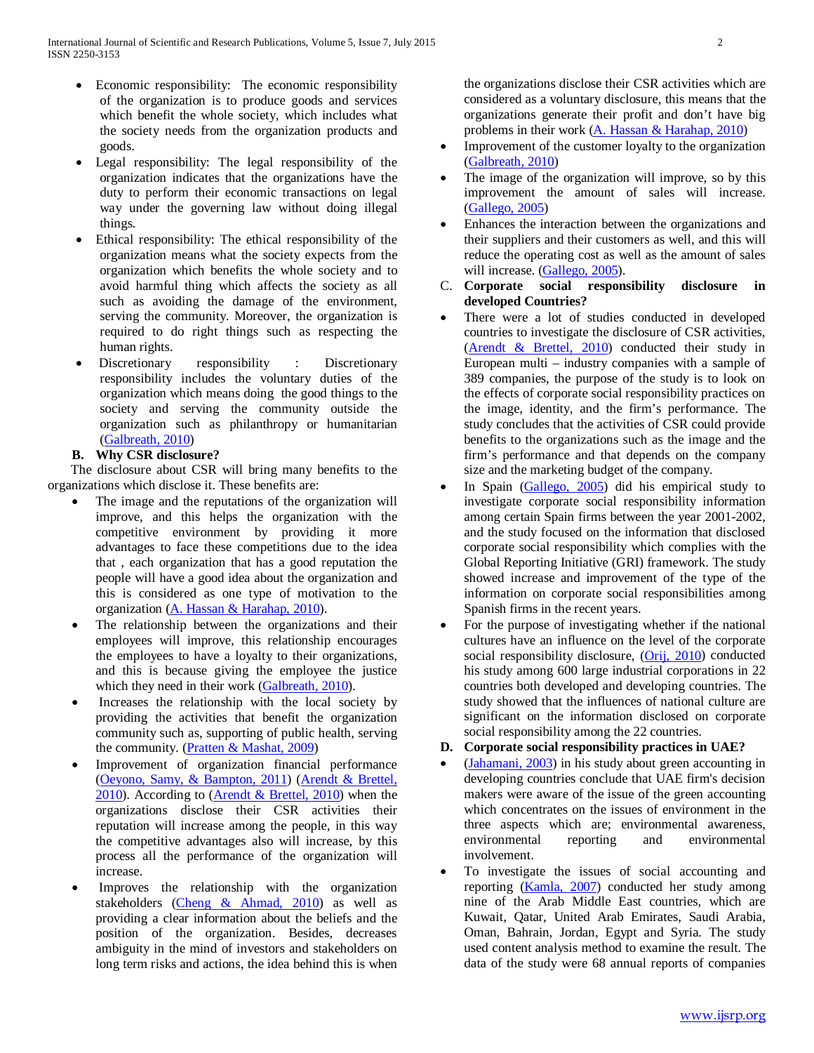- Economic responsibility: The economic responsibility of the organization is to produce goods and services which benefit the whole society, which includes what the society needs from the organization products and goods.
- Legal responsibility: The legal responsibility of the organization indicates that the organizations have the duty to perform their economic transactions on legal way under the governing law without doing illegal things.
- Ethical responsibility: The ethical responsibility of the organization means what the society expects from the organization which benefits the whole society and to avoid harmful thing which affects the society as all such as avoiding the damage of the environment, serving the community. Moreover, the organization is required to do right things such as respecting the human rights.
- Discretionary responsibility : Discretionary responsibility includes the voluntary duties of the organization which means doing the good things to the society and serving the community outside the organization such as philanthropy or humanitarian (Galbreath, 2010)

### B. Why CSR disclosure?

The disclosure about CSR will bring many benefits to the organizations which disclose it. These benefits are:

- The image and the reputations of the organization will improve, and this helps the organization with the competitive environment by providing it more advantages to face these competitions due to the idea that , each organization that has a good reputation the people will have a good idea about the organization and this is considered as one type of motivation to the organization (A. Hassan & Harahap, 2010).
- The relationship between the organizations and their employees will improve, this relationship encourages the employees to have a loyalty to their organizations, and this is because giving the employee the justice which they need in their work (Galbreath, 2010).
- Increases the relationship with the local society by providing the activities that benefit the organization community such as, supporting of public health, serving the community. (Pratten & Mashat, 2009)
- Improvement of organization financial performance (Oeyono, Samy, & Bampton, 2011) (Arendt & Brettel, 2010). According to (Arendt & Brettel, 2010) when the organizations disclose their CSR activities their reputation will increase among the people, in this way the competitive advantages also will increase, by this process all the performance of the organization will increase.
- Improves the relationship with the organization stakeholders (Cheng & Ahmad, 2010) as well as providing a clear information about the beliefs and the position of the organization. Besides, decreases ambiguity in the mind of investors and stakeholders on long term risks and actions, the idea behind this is when the organizations disclose their CSR activities which are considered as a voluntary disclosure, this means that the organizations generate their profit and don't have big problems in their work (A. Hassan & Harahap, 2010)
- Improvement of the customer loyalty to the organization (Galbreath, 2010)
- The image of the organization will improve, so by this improvement the amount of sales will increase. (Gallego, 2005)
- Enhances the interaction between the organizations and their suppliers and their customers as well, and this will reduce the operating cost as well as the amount of sales will increase. (Gallego, 2005).

### C. Corporate social responsibility disclosure in developed Countries?

- There were a lot of studies conducted in developed countries to investigate the disclosure of CSR activities, (Arendt & Brettel, 2010) conducted their study in European multi – industry companies with a sample of 389 companies, the purpose of the study is to look on the effects of corporate social responsibility practices on the image, identity, and the firm's performance. The study concludes that the activities of CSR could provide benefits to the organizations such as the image and the firm's performance and that depends on the company size and the marketing budget of the company.
- In Spain (Gallego, 2005) did his empirical study to investigate corporate social responsibility information among certain Spain firms between the year 2001-2002, and the study focused on the information that disclosed corporate social responsibility which complies with the Global Reporting Initiative (GRI) framework. The study showed increase and improvement of the type of the information on corporate social responsibilities among Spanish firms in the recent years.
- For the purpose of investigating whether if the national cultures have an influence on the level of the corporate social responsibility disclosure, (Orij, 2010) conducted his study among 600 large industrial corporations in 22 countries both developed and developing countries. The study showed that the influences of national culture are significant on the information disclosed on corporate social responsibility among the 22 countries.

### D. Corporate social responsibility practices in UAE?

- (Jahamani, 2003) in his study about green accounting in developing countries conclude that UAE firm's decision makers were aware of the issue of the green accounting which concentrates on the issues of environment in the three aspects which are; environmental awareness, environmental reporting and environmental involvement.
- To investigate the issues of social accounting and reporting (Kamla, 2007) conducted her study among nine of the Arab Middle East countries, which are Kuwait, Qatar, United Arab Emirates, Saudi Arabia, Oman, Bahrain, Jordan, Egypt and Syria. The study used content analysis method to examine the result. The data of the study were 68 annual reports of companies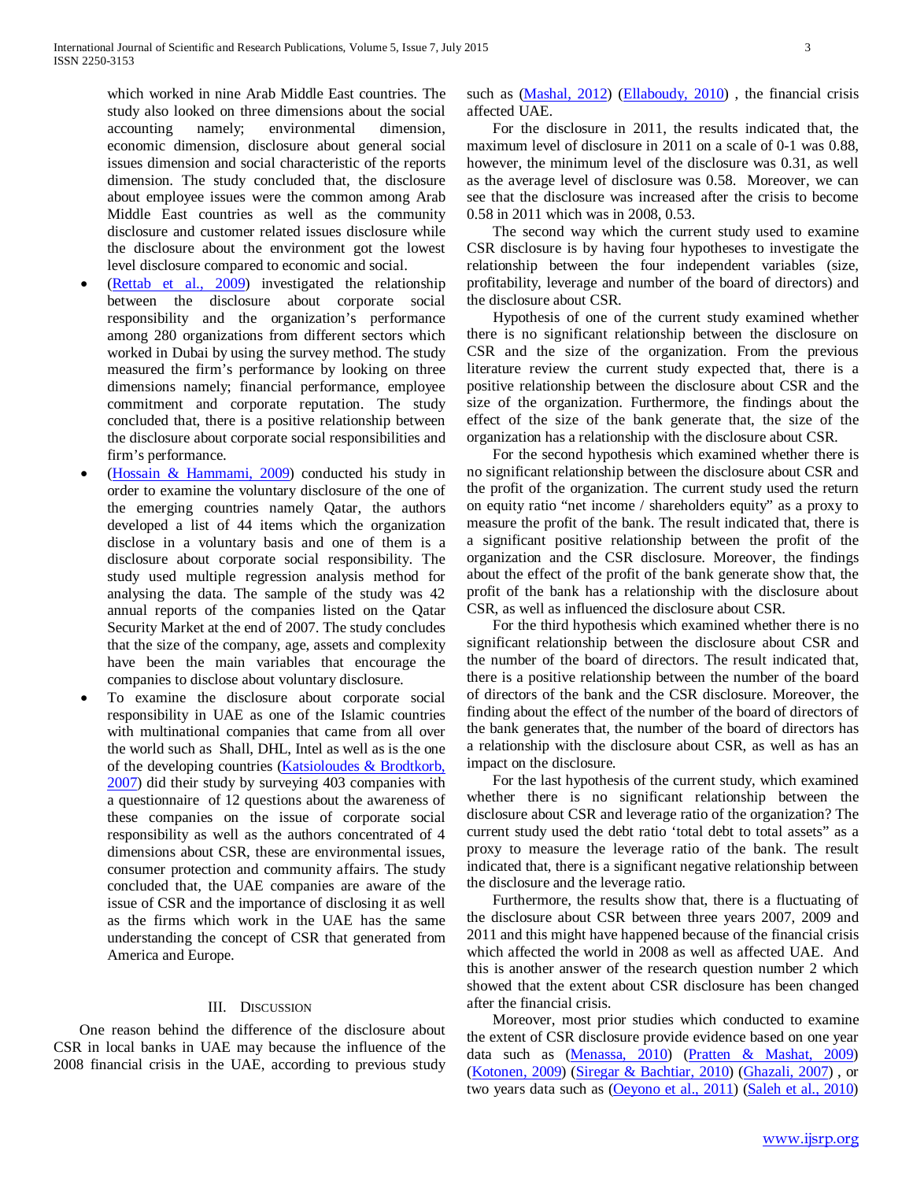which worked in nine Arab Middle East countries. The study also looked on three dimensions about the social accounting namely; environmental dimension, economic dimension, disclosure about general social issues dimension and social characteristic of the reports dimension. The study concluded that, the disclosure about employee issues were the common among Arab Middle East countries as well as the community disclosure and customer related issues disclosure while the disclosure about the environment got the lowest level disclosure compared to economic and social.

- (Rettab et al., 2009) investigated the relationship between the disclosure about corporate social responsibility and the organization's performance among 280 organizations from different sectors which worked in Dubai by using the survey method. The study measured the firm's performance by looking on three dimensions namely; financial performance, employee commitment and corporate reputation. The study concluded that, there is a positive relationship between the disclosure about corporate social responsibilities and firm's performance.
- (Hossain & Hammami, 2009) conducted his study in order to examine the voluntary disclosure of the one of the emerging countries namely Qatar, the authors developed a list of 44 items which the organization disclose in a voluntary basis and one of them is a disclosure about corporate social responsibility. The study used multiple regression analysis method for analysing the data. The sample of the study was 42 annual reports of the companies listed on the Qatar Security Market at the end of 2007. The study concludes that the size of the company, age, assets and complexity have been the main variables that encourage the companies to disclose about voluntary disclosure.
- To examine the disclosure about corporate social responsibility in UAE as one of the Islamic countries with multinational companies that came from all over the world such as Shall, DHL, Intel as well as is the one of the developing countries (Katsioloudes & Brodtkorb, 2007) did their study by surveying 403 companies with a questionnaire of 12 questions about the awareness of these companies on the issue of corporate social responsibility as well as the authors concentrated of 4 dimensions about CSR, these are environmental issues, consumer protection and community affairs. The study concluded that, the UAE companies are aware of the issue of CSR and the importance of disclosing it as well as the firms which work in the UAE has the same understanding the concept of CSR that generated from America and Europe.

## III. Discussion

One reason behind the difference of the disclosure about CSR in local banks in UAE may because the influence of the 2008 financial crisis in the UAE, according to previous study such as (Mashal, 2012) (Ellaboudy, 2010) , the financial crisis affected UAE.

For the disclosure in 2011, the results indicated that, the maximum level of disclosure in 2011 on a scale of 0-1 was 0.88, however, the minimum level of the disclosure was 0.31, as well as the average level of disclosure was 0.58. Moreover, we can see that the disclosure was increased after the crisis to become 0.58 in 2011 which was in 2008, 0.53.

The second way which the current study used to examine CSR disclosure is by having four hypotheses to investigate the relationship between the four independent variables (size, profitability, leverage and number of the board of directors) and the disclosure about CSR.

Hypothesis of one of the current study examined whether there is no significant relationship between the disclosure on CSR and the size of the organization. From the previous literature review the current study expected that, there is a positive relationship between the disclosure about CSR and the size of the organization. Furthermore, the findings about the effect of the size of the bank generate that, the size of the organization has a relationship with the disclosure about CSR.

For the second hypothesis which examined whether there is no significant relationship between the disclosure about CSR and the profit of the organization. The current study used the return on equity ratio "net income / shareholders equity" as a proxy to measure the profit of the bank. The result indicated that, there is a significant positive relationship between the profit of the organization and the CSR disclosure. Moreover, the findings about the effect of the profit of the bank generate show that, the profit of the bank has a relationship with the disclosure about CSR, as well as influenced the disclosure about CSR.

For the third hypothesis which examined whether there is no significant relationship between the disclosure about CSR and the number of the board of directors. The result indicated that, there is a positive relationship between the number of the board of directors of the bank and the CSR disclosure. Moreover, the finding about the effect of the number of the board of directors of the bank generates that, the number of the board of directors has a relationship with the disclosure about CSR, as well as has an impact on the disclosure.

For the last hypothesis of the current study, which examined whether there is no significant relationship between the disclosure about CSR and leverage ratio of the organization? The current study used the debt ratio 'total debt to total assets" as a proxy to measure the leverage ratio of the bank. The result indicated that, there is a significant negative relationship between the disclosure and the leverage ratio.

Furthermore, the results show that, there is a fluctuating of the disclosure about CSR between three years 2007, 2009 and 2011 and this might have happened because of the financial crisis which affected the world in 2008 as well as affected UAE. And this is another answer of the research question number 2 which showed that the extent about CSR disclosure has been changed after the financial crisis.

Moreover, most prior studies which conducted to examine the extent of CSR disclosure provide evidence based on one year data such as (Menassa, 2010) (Pratten & Mashat, 2009) (Kotonen, 2009) (Siregar & Bachtiar, 2010) (Ghazali, 2007) , or two years data such as (Oeyono et al., 2011) (Saleh et al., 2010)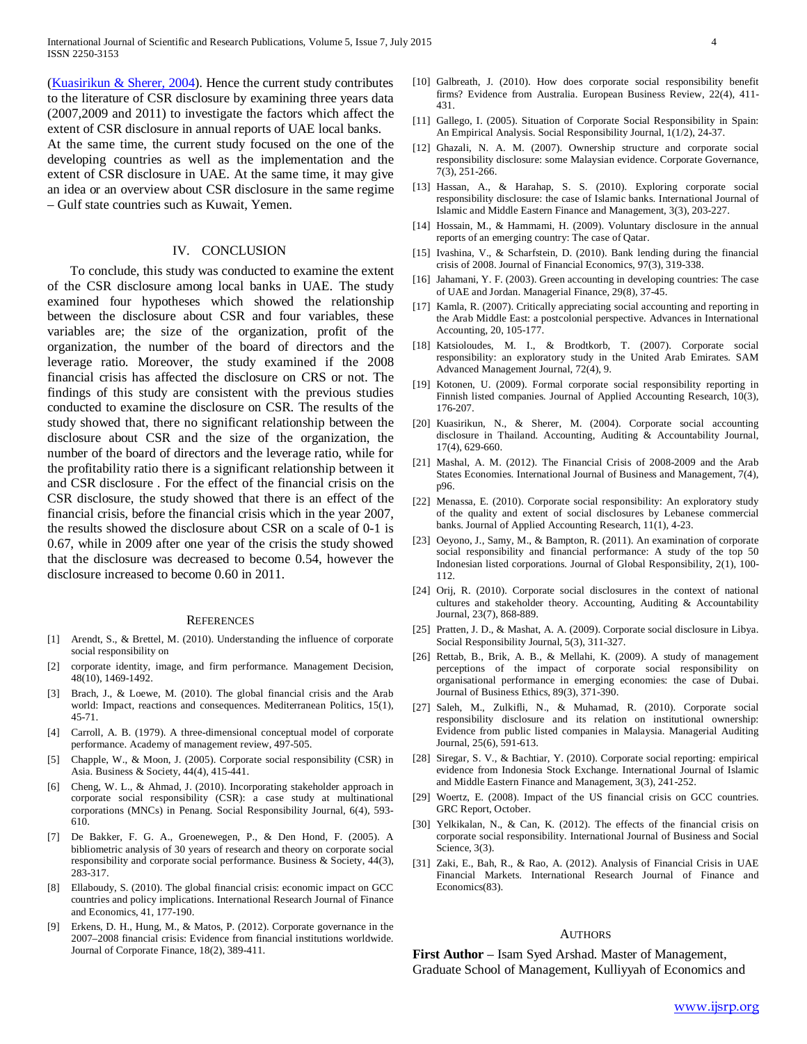(Kuasirikun & Sherer, 2004). Hence the current study contributes to the literature of CSR disclosure by examining three years data (2007,2009 and 2011) to investigate the factors which affect the extent of CSR disclosure in annual reports of UAE local banks. At the same time, the current study focused on the one of the developing countries as well as the implementation and the extent of CSR disclosure in UAE. At the same time, it may give an idea or an overview about CSR disclosure in the same regime – Gulf state countries such as Kuwait, Yemen.

## IV. CONCLUSION

To conclude, this study was conducted to examine the extent of the CSR disclosure among local banks in UAE. The study examined four hypotheses which showed the relationship between the disclosure about CSR and four variables, these variables are; the size of the organization, profit of the organization, the number of the board of directors and the leverage ratio. Moreover, the study examined if the 2008 financial crisis has affected the disclosure on CRS or not. The findings of this study are consistent with the previous studies conducted to examine the disclosure on CSR. The results of the study showed that, there no significant relationship between the disclosure about CSR and the size of the organization, the number of the board of directors and the leverage ratio, while for the profitability ratio there is a significant relationship between it and CSR disclosure . For the effect of the financial crisis on the CSR disclosure, the study showed that there is an effect of the financial crisis, before the financial crisis which in the year 2007, the results showed the disclosure about CSR on a scale of 0-1 is 0.67, while in 2009 after one year of the crisis the study showed that the disclosure was decreased to become 0.54, however the disclosure increased to become 0.60 in 2011.

## REFERENCES

[1] Arendt, S., & Brettel, M. (2010). Understanding the influence of corporate social responsibility on

[2] corporate identity, image, and firm performance. Management Decision, 48(10), 1469-1492.

[3] Brach, J., & Loewe, M. (2010). The global financial crisis and the Arab world: Impact, reactions and consequences. Mediterranean Politics, 15(1), 45-71.

[4] Carroll, A. B. (1979). A three-dimensional conceptual model of corporate performance. Academy of management review, 497-505.

[5] Chapple, W., & Moon, J. (2005). Corporate social responsibility (CSR) in Asia. Business & Society, 44(4), 415-441.

[6] Cheng, W. L., & Ahmad, J. (2010). Incorporating stakeholder approach in corporate social responsibility (CSR): a case study at multinational corporations (MNCs) in Penang. Social Responsibility Journal, 6(4), 593-610.

[7] De Bakker, F. G. A., Groenewegen, P., & Den Hond, F. (2005). A bibliometric analysis of 30 years of research and theory on corporate social responsibility and corporate social performance. Business & Society, 44(3), 283-317.

[8] Ellaboudy, S. (2010). The global financial crisis: economic impact on GCC countries and policy implications. International Research Journal of Finance and Economics, 41, 177-190.

[9] Erkens, D. H., Hung, M., & Matos, P. (2012). Corporate governance in the 2007–2008 financial crisis: Evidence from financial institutions worldwide. Journal of Corporate Finance, 18(2), 389-411.

[10] Galbreath, J. (2010). How does corporate social responsibility benefit firms? Evidence from Australia. European Business Review, 22(4), 411-431.

[11] Gallego, I. (2005). Situation of Corporate Social Responsibility in Spain: An Empirical Analysis. Social Responsibility Journal, 1(1/2), 24-37.

[12] Ghazali, N. A. M. (2007). Ownership structure and corporate social responsibility disclosure: some Malaysian evidence. Corporate Governance, 7(3), 251-266.

[13] Hassan, A., & Harahap, S. S. (2010). Exploring corporate social responsibility disclosure: the case of Islamic banks. International Journal of Islamic and Middle Eastern Finance and Management, 3(3), 203-227.

[14] Hossain, M., & Hammami, H. (2009). Voluntary disclosure in the annual reports of an emerging country: The case of Qatar.

[15] Ivashina, V., & Scharfstein, D. (2010). Bank lending during the financial crisis of 2008. Journal of Financial Economics, 97(3), 319-338.

[16] Jahamani, Y. F. (2003). Green accounting in developing countries: The case of UAE and Jordan. Managerial Finance, 29(8), 37-45.

[17] Kamla, R. (2007). Critically appreciating social accounting and reporting in the Arab Middle East: a postcolonial perspective. Advances in International Accounting, 20, 105-177.

[18] Katsioloudes, M. I., & Brodtkorb, T. (2007). Corporate social responsibility: an exploratory study in the United Arab Emirates. SAM Advanced Management Journal, 72(4), 9.

[19] Kotonen, U. (2009). Formal corporate social responsibility reporting in Finnish listed companies. Journal of Applied Accounting Research, 10(3), 176-207.

[20] Kuasirikun, N., & Sherer, M. (2004). Corporate social accounting disclosure in Thailand. Accounting, Auditing & Accountability Journal, 17(4), 629-660.

[21] Mashal, A. M. (2012). The Financial Crisis of 2008-2009 and the Arab States Economies. International Journal of Business and Management, 7(4), p96.

[22] Menassa, E. (2010). Corporate social responsibility: An exploratory study of the quality and extent of social disclosures by Lebanese commercial banks. Journal of Applied Accounting Research, 11(1), 4-23.

[23] Oeyono, J., Samy, M., & Bampton, R. (2011). An examination of corporate social responsibility and financial performance: A study of the top 50 Indonesian listed corporations. Journal of Global Responsibility, 2(1), 100-112.

[24] Orij, R. (2010). Corporate social disclosures in the context of national cultures and stakeholder theory. Accounting, Auditing & Accountability Journal, 23(7), 868-889.

[25] Pratten, J. D., & Mashat, A. A. (2009). Corporate social disclosure in Libya. Social Responsibility Journal, 5(3), 311-327.

[26] Rettab, B., Brik, A. B., & Mellahi, K. (2009). A study of management perceptions of the impact of corporate social responsibility on organisational performance in emerging economies: the case of Dubai. Journal of Business Ethics, 89(3), 371-390.

[27] Saleh, M., Zulkifli, N., & Muhamad, R. (2010). Corporate social responsibility disclosure and its relation on institutional ownership: Evidence from public listed companies in Malaysia. Managerial Auditing Journal, 25(6), 591-613.

[28] Siregar, S. V., & Bachtiar, Y. (2010). Corporate social reporting: empirical evidence from Indonesia Stock Exchange. International Journal of Islamic and Middle Eastern Finance and Management, 3(3), 241-252.

[29] Woertz, E. (2008). Impact of the US financial crisis on GCC countries. GRC Report, October.

[30] Yelkikalan, N., & Can, K. (2012). The effects of the financial crisis on corporate social responsibility. International Journal of Business and Social Science, 3(3).

[31] Zaki, E., Bah, R., & Rao, A. (2012). Analysis of Financial Crisis in UAE Financial Markets. International Research Journal of Finance and Economics(83).

## AUTHORS

**First Author** – Isam Syed Arshad. Master of Management, Graduate School of Management, Kulliyyah of Economics and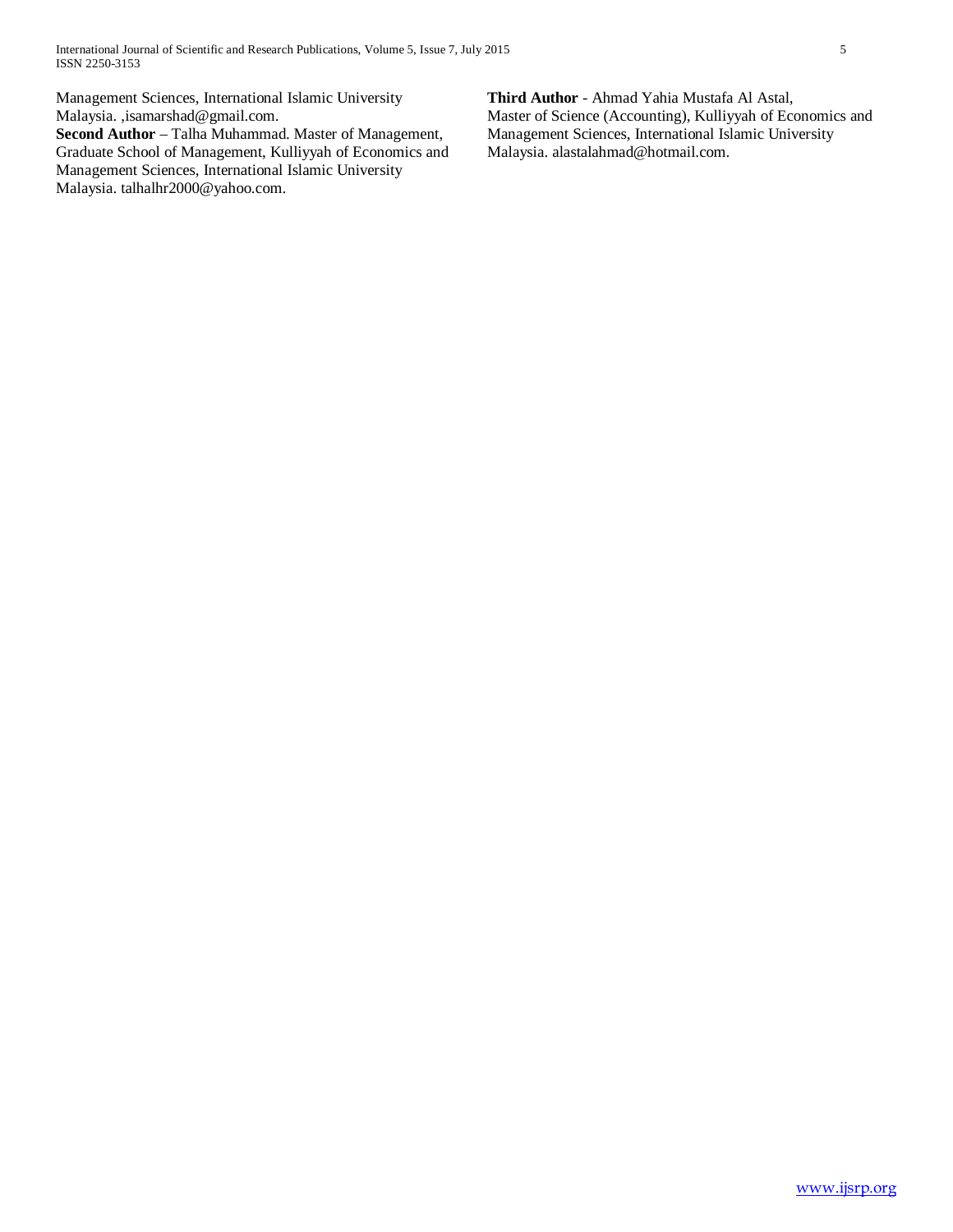Management Sciences, International Islamic University Malaysia. ,isamarshad@gmail.com.

**Second Author** – Talha Muhammad. Master of Management, Graduate School of Management, Kulliyyah of Economics and Management Sciences, International Islamic University Malaysia. talhalhr2000@yahoo.com.

**Third Author** - Ahmad Yahia Mustafa Al Astal, Master of Science (Accounting), Kulliyyah of Economics and Management Sciences, International Islamic University Malaysia. alastalahmad@hotmail.com.